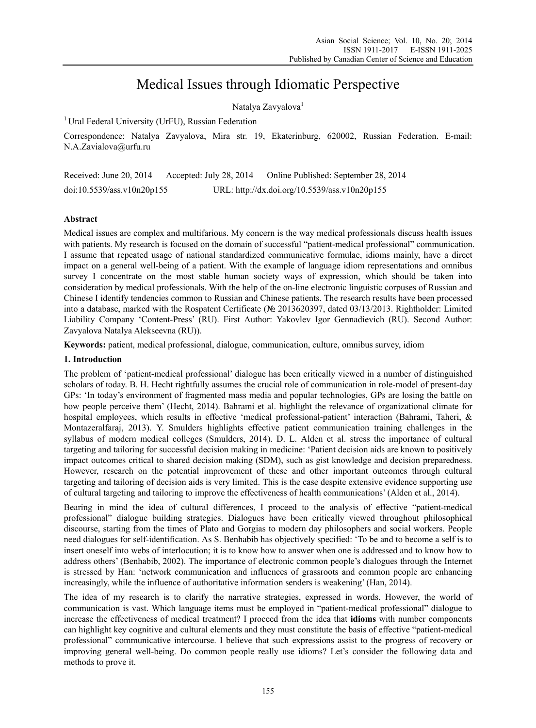# Medical Issues through Idiomatic Perspective

Natalya Zavyalova[1]

[1] Ural Federal University (UrFU), Russian Federation

Correspondence: Natalya Zavyalova, Mira str. 19, Ekaterinburg, 620002, Russian Federation. E-mail: N.A.Zavialova@urfu.ru

Received: June 20, 2014 Accepted: July 28, 2014 Online Published: September 28, 2014

doi:10.5539/ass.v10n20p155 URL: http://dx.doi.org/10.5539/ass.v10n20p155

## Abstract

Medical issues are complex and multifarious. My concern is the way medical professionals discuss health issues with patients. My research is focused on the domain of successful "patient-medical professional" communication. I assume that repeated usage of national standardized communicative formulae, idioms mainly, have a direct impact on a general well-being of a patient. With the example of language idiom representations and omnibus survey I concentrate on the most stable human society ways of expression, which should be taken into consideration by medical professionals. With the help of the on-line electronic linguistic corpuses of Russian and Chinese I identify tendencies common to Russian and Chinese patients. The research results have been processed into a database, marked with the Rospatent Certificate (№ 2013620397, dated 03/13/2013. Rightholder: Limited Liability Company 'Content-Press' (RU). First Author: Yakovlev Igor Gennadievich (RU). Second Author: Zavyalova Natalya Alekseevna (RU)).

**Keywords:** patient, medical professional, dialogue, communication, culture, omnibus survey, idiom

## 1. Introduction

The problem of 'patient-medical professional' dialogue has been critically viewed in a number of distinguished scholars of today. B. H. Hecht rightfully assumes the crucial role of communication in role-model of present-day GPs: 'In today's environment of fragmented mass media and popular technologies, GPs are losing the battle on how people perceive them' (Hecht, 2014). Bahrami et al. highlight the relevance of organizational climate for hospital employees, which results in effective 'medical professional-patient' interaction (Bahrami, Taheri, & Montazeralfaraj, 2013). Y. Smulders highlights effective patient communication training challenges in the syllabus of modern medical colleges (Smulders, 2014). D. L. Alden et al. stress the importance of cultural targeting and tailoring for successful decision making in medicine: 'Patient decision aids are known to positively impact outcomes critical to shared decision making (SDM), such as gist knowledge and decision preparedness. However, research on the potential improvement of these and other important outcomes through cultural targeting and tailoring of decision aids is very limited. This is the case despite extensive evidence supporting use of cultural targeting and tailoring to improve the effectiveness of health communications' (Alden et al., 2014).

Bearing in mind the idea of cultural differences, I proceed to the analysis of effective "patient-medical professional" dialogue building strategies. Dialogues have been critically viewed throughout philosophical discourse, starting from the times of Plato and Gorgias to modern day philosophers and social workers. People need dialogues for self-identification. As S. Benhabib has objectively specified: 'To be and to become a self is to insert oneself into webs of interlocution; it is to know how to answer when one is addressed and to know how to address others' (Benhabib, 2002). The importance of electronic common people's dialogues through the Internet is stressed by Han: 'network communication and influences of grassroots and common people are enhancing increasingly, while the influence of authoritative information senders is weakening' (Han, 2014).

The idea of my research is to clarify the narrative strategies, expressed in words. However, the world of communication is vast. Which language items must be employed in "patient-medical professional" dialogue to increase the effectiveness of medical treatment? I proceed from the idea that **idioms** with number components can highlight key cognitive and cultural elements and they must constitute the basis of effective "patient-medical professional" communicative intercourse. I believe that such expressions assist to the progress of recovery or improving general well-being. Do common people really use idioms? Let's consider the following data and methods to prove it.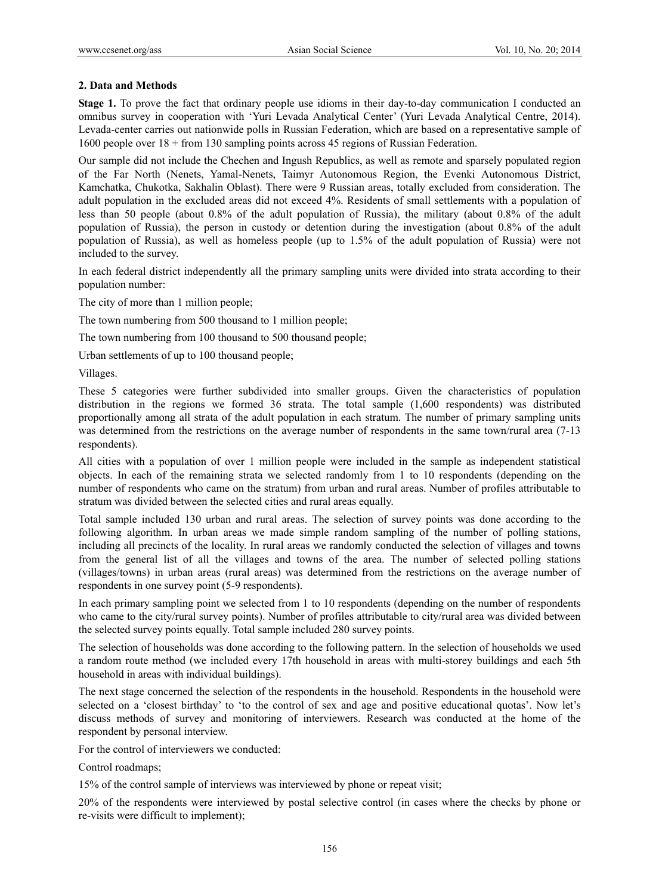## 2. Data and Methods

**Stage 1.** To prove the fact that ordinary people use idioms in their day-to-day communication I conducted an omnibus survey in cooperation with 'Yuri Levada Analytical Center' (Yuri Levada Analytical Centre, 2014). Levada-center carries out nationwide polls in Russian Federation, which are based on a representative sample of 1600 people over 18 + from 130 sampling points across 45 regions of Russian Federation.

Our sample did not include the Chechen and Ingush Republics, as well as remote and sparsely populated region of the Far North (Nenets, Yamal-Nenets, Taimyr Autonomous Region, the Evenki Autonomous District, Kamchatka, Chukotka, Sakhalin Oblast). There were 9 Russian areas, totally excluded from consideration. The adult population in the excluded areas did not exceed 4%. Residents of small settlements with a population of less than 50 people (about 0.8% of the adult population of Russia), the military (about 0.8% of the adult population of Russia), the person in custody or detention during the investigation (about 0.8% of the adult population of Russia), as well as homeless people (up to 1.5% of the adult population of Russia) were not included to the survey.

In each federal district independently all the primary sampling units were divided into strata according to their population number:

The city of more than 1 million people;

The town numbering from 500 thousand to 1 million people;

The town numbering from 100 thousand to 500 thousand people;

Urban settlements of up to 100 thousand people;

Villages.

These 5 categories were further subdivided into smaller groups. Given the characteristics of population distribution in the regions we formed 36 strata. The total sample (1,600 respondents) was distributed proportionally among all strata of the adult population in each stratum. The number of primary sampling units was determined from the restrictions on the average number of respondents in the same town/rural area (7-13 respondents).

All cities with a population of over 1 million people were included in the sample as independent statistical objects. In each of the remaining strata we selected randomly from 1 to 10 respondents (depending on the number of respondents who came on the stratum) from urban and rural areas. Number of profiles attributable to stratum was divided between the selected cities and rural areas equally.

Total sample included 130 urban and rural areas. The selection of survey points was done according to the following algorithm. In urban areas we made simple random sampling of the number of polling stations, including all precincts of the locality. In rural areas we randomly conducted the selection of villages and towns from the general list of all the villages and towns of the area. The number of selected polling stations (villages/towns) in urban areas (rural areas) was determined from the restrictions on the average number of respondents in one survey point (5-9 respondents).

In each primary sampling point we selected from 1 to 10 respondents (depending on the number of respondents who came to the city/rural survey points). Number of profiles attributable to city/rural area was divided between the selected survey points equally. Total sample included 280 survey points.

The selection of households was done according to the following pattern. In the selection of households we used a random route method (we included every 17th household in areas with multi-storey buildings and each 5th household in areas with individual buildings).

The next stage concerned the selection of the respondents in the household. Respondents in the household were selected on a 'closest birthday' to 'to the control of sex and age and positive educational quotas'. Now let's discuss methods of survey and monitoring of interviewers. Research was conducted at the home of the respondent by personal interview.

For the control of interviewers we conducted:

Control roadmaps;

15% of the control sample of interviews was interviewed by phone or repeat visit;

20% of the respondents were interviewed by postal selective control (in cases where the checks by phone or re-visits were difficult to implement);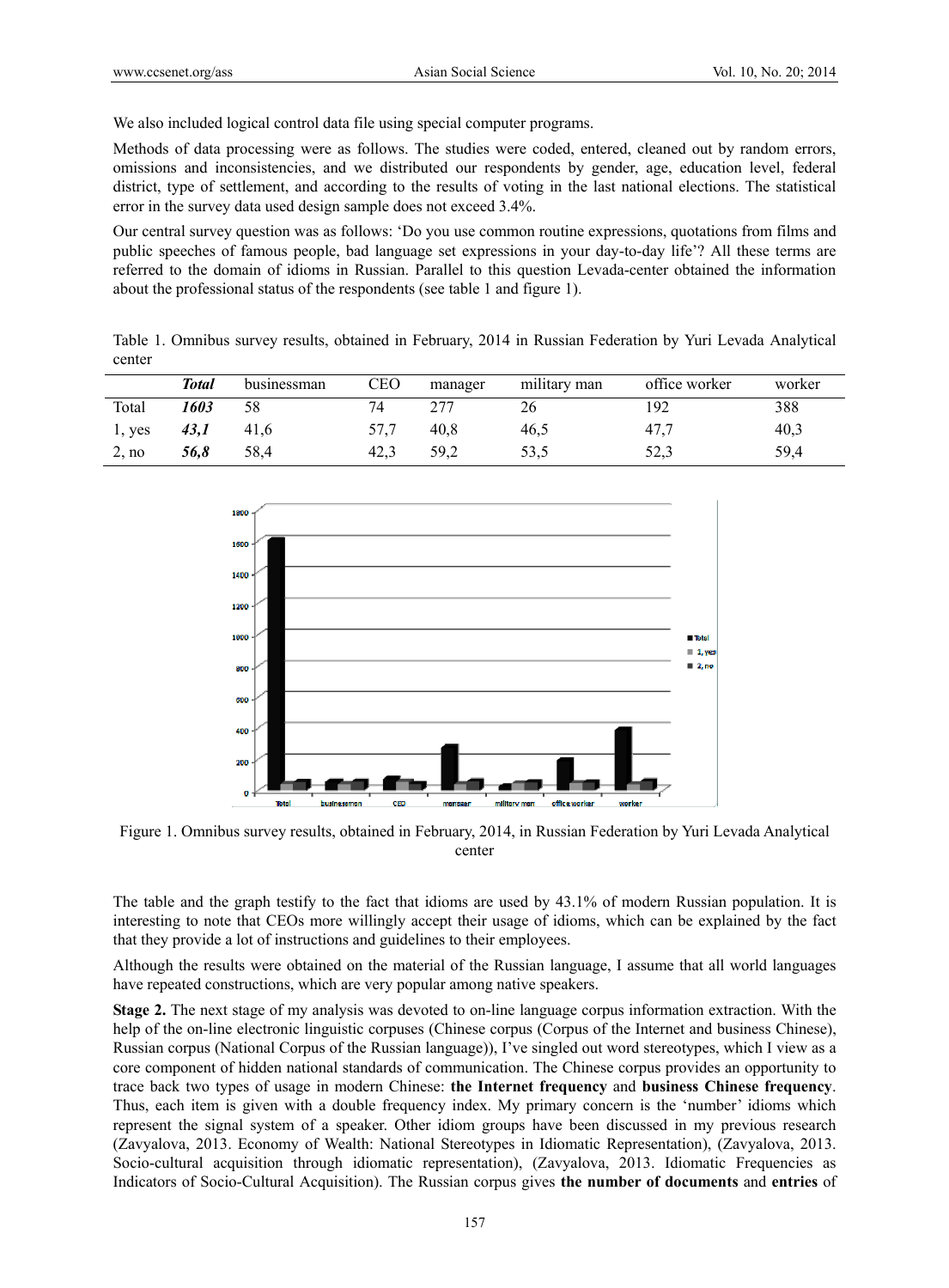We also included logical control data file using special computer programs.

Methods of data processing were as follows. The studies were coded, entered, cleaned out by random errors, omissions and inconsistencies, and we distributed our respondents by gender, age, education level, federal district, type of settlement, and according to the results of voting in the last national elections. The statistical error in the survey data used design sample does not exceed 3.4%.

Our central survey question was as follows: 'Do you use common routine expressions, quotations from films and public speeches of famous people, bad language set expressions in your day-to-day life'? All these terms are referred to the domain of idioms in Russian. Parallel to this question Levada-center obtained the information about the professional status of the respondents (see table 1 and figure 1).

Table 1. Omnibus survey results, obtained in February, 2014 in Russian Federation by Yuri Levada Analytical center

| | ***Total*** | businessman | CEO | manager | military man | office worker | worker |
|---|---|---|---|---|---|---|---|
| Total | ***1603*** | 58 | 74 | 277 | 26 | 192 | 388 |
| 1, yes | ***43,1*** | 41,6 | 57,7 | 40,8 | 46,5 | 47,7 | 40,3 |
| 2, no | ***56,8*** | 58,4 | 42,3 | 59,2 | 53,5 | 52,3 | 59,4 |

Figure 1. Omnibus survey results, obtained in February, 2014, in Russian Federation by Yuri Levada Analytical center

The table and the graph testify to the fact that idioms are used by 43.1% of modern Russian population. It is interesting to note that CEOs more willingly accept their usage of idioms, which can be explained by the fact that they provide a lot of instructions and guidelines to their employees.

Although the results were obtained on the material of the Russian language, I assume that all world languages have repeated constructions, which are very popular among native speakers.

**Stage 2.** The next stage of my analysis was devoted to on-line language corpus information extraction. With the help of the on-line electronic linguistic corpuses (Chinese corpus (Corpus of the Internet and business Chinese), Russian corpus (National Corpus of the Russian language)), I've singled out word stereotypes, which I view as a core component of hidden national standards of communication. The Chinese corpus provides an opportunity to trace back two types of usage in modern Chinese: **the Internet frequency** and **business Chinese frequency**. Thus, each item is given with a double frequency index. My primary concern is the 'number' idioms which represent the signal system of a speaker. Other idiom groups have been discussed in my previous research (Zavyalova, 2013. Economy of Wealth: National Stereotypes in Idiomatic Representation), (Zavyalova, 2013. Socio-cultural acquisition through idiomatic representation), (Zavyalova, 2013. Idiomatic Frequencies as Indicators of Socio-Cultural Acquisition). The Russian corpus gives **the number of documents** and **entries** of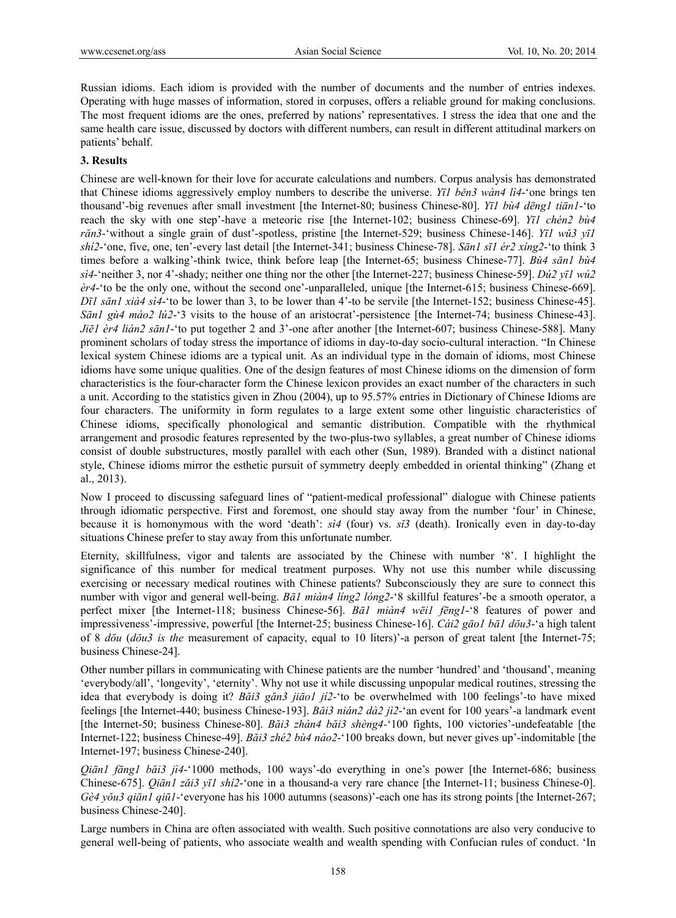Russian idioms. Each idiom is provided with the number of documents and the number of entries indexes. Operating with huge masses of information, stored in corpuses, offers a reliable ground for making conclusions. The most frequent idioms are the ones, preferred by nations' representatives. I stress the idea that one and the same health care issue, discussed by doctors with different numbers, can result in different attitudinal markers on patients' behalf.

### 3. Results

Chinese are well-known for their love for accurate calculations and numbers. Corpus analysis has demonstrated that Chinese idioms aggressively employ numbers to describe the universe. *Yī1 běn3 wàn4 lì4*-'one brings ten thousand'-big revenues after small investment [the Internet-80; business Chinese-80]. *Yī1 bù4 dēng1 tiān1*-'to reach the sky with one step'-have a meteoric rise [the Internet-102; business Chinese-69]. *Yī1 chén2 bù4 rǎn3*-'without a single grain of dust'-spotless, pristine [the Internet-529; business Chinese-146]. *Yī1 wǔ3 yī1 shí2*-'one, five, one, ten'-every last detail [the Internet-341; business Chinese-78]. *Sān1 sī1 ér2 xíng2*-'to think 3 times before a walking'-think twice, think before leap [the Internet-65; business Chinese-77]. *Bù4 sān1 bù4 sì4*-'neither 3, nor 4'-shady; neither one thing nor the other [the Internet-227; business Chinese-59]. *Dú2 yī1 wú2 èr4*-'to be the only one, without the second one'-unparalleled, unique [the Internet-615; business Chinese-669]. *Dī1 sān1 xià4 sì4*-'to be lower than 3, to be lower than 4'-to be servile [the Internet-152; business Chinese-45]. *Sān1 gù4 máo2 lú2*-'3 visits to the house of an aristocrat'-persistence [the Internet-74; business Chinese-43]. *Jiē1 èr4 lián2 sān1*-'to put together 2 and 3'-one after another [the Internet-607; business Chinese-588]. Many prominent scholars of today stress the importance of idioms in day-to-day socio-cultural interaction. "In Chinese lexical system Chinese idioms are a typical unit. As an individual type in the domain of idioms, most Chinese idioms have some unique qualities. One of the design features of most Chinese idioms on the dimension of form characteristics is the four-character form the Chinese lexicon provides an exact number of the characters in such a unit. According to the statistics given in Zhou (2004), up to 95.57% entries in Dictionary of Chinese Idioms are four characters. The uniformity in form regulates to a large extent some other linguistic characteristics of Chinese idioms, specifically phonological and semantic distribution. Compatible with the rhythmical arrangement and prosodic features represented by the two-plus-two syllables, a great number of Chinese idioms consist of double substructures, mostly parallel with each other (Sun, 1989). Branded with a distinct national style, Chinese idioms mirror the esthetic pursuit of symmetry deeply embedded in oriental thinking" (Zhang et al., 2013).

Now I proceed to discussing safeguard lines of "patient-medical professional" dialogue with Chinese patients through idiomatic perspective. First and foremost, one should stay away from the number 'four' in Chinese, because it is homonymous with the word 'death': *sì4* (four) vs. *sǐ3* (death). Ironically even in day-to-day situations Chinese prefer to stay away from this unfortunate number.

Eternity, skillfulness, vigor and talents are associated by the Chinese with number '8'. I highlight the significance of this number for medical treatment purposes. Why not use this number while discussing exercising or necessary medical routines with Chinese patients? Subconsciously they are sure to connect this number with vigor and general well-being. *Bā1 miàn4 líng2 lóng2*-'8 skillful features'-be a smooth operator, a perfect mixer [the Internet-118; business Chinese-56]. *Bā1 miàn4 wēi1 fēng1*-'8 features of power and impressiveness'-impressive, powerful [the Internet-25; business Chinese-16]. *Cái2 gāo1 bā1 dǒu3*-'a high talent of 8 *dǒu* (*dǒu3 is the* measurement of capacity, equal to 10 liters)'-a person of great talent [the Internet-75; business Chinese-24].

Other number pillars in communicating with Chinese patients are the number 'hundred' and 'thousand', meaning 'everybody/all', 'longevity', 'eternity'. Why not use it while discussing unpopular medical routines, stressing the idea that everybody is doing it? *Bǎi3 gǎn3 jiāo1 jí2*-'to be overwhelmed with 100 feelings'-to have mixed feelings [the Internet-440; business Chinese-193]. *Bǎi3 nián2 dà2 jì2*-'an event for 100 years'-a landmark event [the Internet-50; business Chinese-80]. *Bǎi3 zhàn4 bǎi3 shèng4*-'100 fights, 100 victories'-undefeatable [the Internet-122; business Chinese-49]. *Bǎi3 zhé2 bù4 náo2*-'100 breaks down, but never gives up'-indomitable [the Internet-197; business Chinese-240].

*Qiān1 fāng1 bǎi3 jì4*-'1000 methods, 100 ways'-do everything in one's power [the Internet-686; business Chinese-675]. *Qiān1 zǎi3 yī1 shí2*-'one in a thousand-a very rare chance [the Internet-11; business Chinese-0]. *Gè4 yǒu3 qiān1 qiū1*-'everyone has his 1000 autumns (seasons)'-each one has its strong points [the Internet-267; business Chinese-240].

Large numbers in China are often associated with wealth. Such positive connotations are also very conducive to general well-being of patients, who associate wealth and wealth spending with Confucian rules of conduct. 'In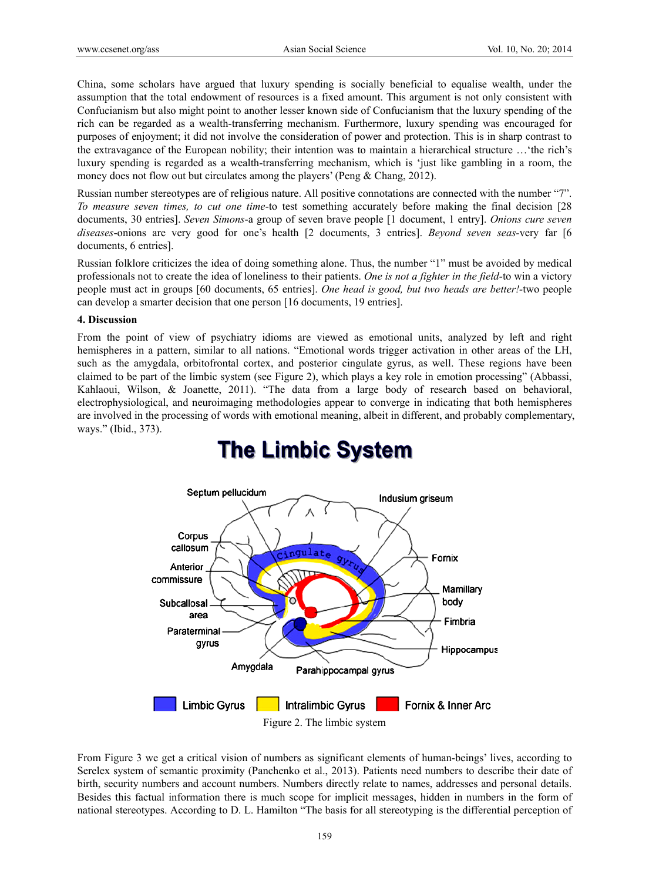China, some scholars have argued that luxury spending is socially beneficial to equalise wealth, under the assumption that the total endowment of resources is a fixed amount. This argument is not only consistent with Confucianism but also might point to another lesser known side of Confucianism that the luxury spending of the rich can be regarded as a wealth-transferring mechanism. Furthermore, luxury spending was encouraged for purposes of enjoyment; it did not involve the consideration of power and protection. This is in sharp contrast to the extravagance of the European nobility; their intention was to maintain a hierarchical structure …'the rich's luxury spending is regarded as a wealth-transferring mechanism, which is 'just like gambling in a room, the money does not flow out but circulates among the players' (Peng & Chang, 2012).

Russian number stereotypes are of religious nature. All positive connotations are connected with the number "7". *To measure seven times, to cut one time*-to test something accurately before making the final decision [28 documents, 30 entries]. *Seven Simons*-a group of seven brave people [1 document, 1 entry]. *Onions cure seven diseases*-onions are very good for one's health [2 documents, 3 entries]. *Beyond seven seas*-very far [6 documents, 6 entries].

Russian folklore criticizes the idea of doing something alone. Thus, the number "1" must be avoided by medical professionals not to create the idea of loneliness to their patients. *One is not a fighter in the field*-to win a victory people must act in groups [60 documents, 65 entries]. *One head is good, but two heads are better!*-two people can develop a smarter decision that one person [16 documents, 19 entries].

**4. Discussion**

From the point of view of psychiatry idioms are viewed as emotional units, analyzed by left and right hemispheres in a pattern, similar to all nations. "Emotional words trigger activation in other areas of the LH, such as the amygdala, orbitofrontal cortex, and posterior cingulate gyrus, as well. These regions have been claimed to be part of the limbic system (see Figure 2), which plays a key role in emotion processing" (Abbassi, Kahlaoui, Wilson, & Joanette, 2011). "The data from a large body of research based on behavioral, electrophysiological, and neuroimaging methodologies appear to converge in indicating that both hemispheres are involved in the processing of words with emotional meaning, albeit in different, and probably complementary, ways." (Ibid., 373).

Figure 2. The limbic system

From Figure 3 we get a critical vision of numbers as significant elements of human-beings' lives, according to Serelex system of semantic proximity (Panchenko et al., 2013). Patients need numbers to describe their date of birth, security numbers and account numbers. Numbers directly relate to names, addresses and personal details. Besides this factual information there is much scope for implicit messages, hidden in numbers in the form of national stereotypes. According to D. L. Hamilton "The basis for all stereotyping is the differential perception of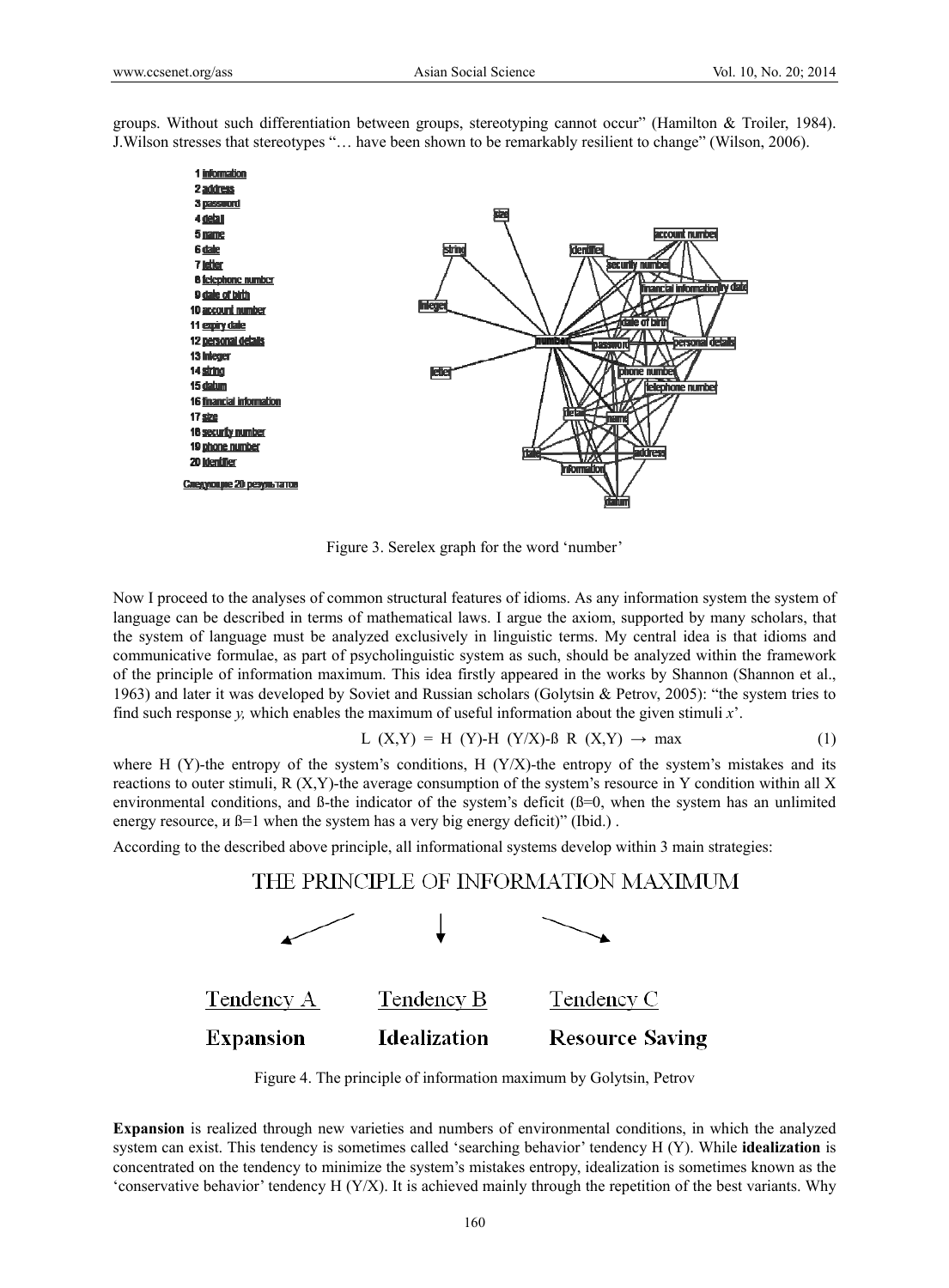groups. Without such differentiation between groups, stereotyping cannot occur" (Hamilton & Troiler, 1984). J.Wilson stresses that stereotypes "… have been shown to be remarkably resilient to change" (Wilson, 2006).

1 information
2 address
3 password
4 detail
5 name
6 date
7 letter
8 telephone number
9 date of birth
10 account number
11 expiry date
12 personal details
13 integer
14 string
15 datum
16 financial information
17 size
18 security number
19 phone number
20 identifier

Следующие 20 результатов

Figure 3. Serelex graph for the word 'number'

Now I proceed to the analyses of common structural features of idioms. As any information system the system of language can be described in terms of mathematical laws. I argue the axiom, supported by many scholars, that the system of language must be analyzed exclusively in linguistic terms. My central idea is that idioms and communicative formulae, as part of psycholinguistic system as such, should be analyzed within the framework of the principle of information maximum. This idea firstly appeared in the works by Shannon (Shannon et al., 1963) and later it was developed by Soviet and Russian scholars (Golytsin & Petrov, 2005): "the system tries to find such response *y,* which enables the maximum of useful information about the given stimuli *x*'.

$$L\ (X,Y) = H\ (Y) - H\ (Y/X) - ß\ R\ (X,Y) \rightarrow \max \quad (1)$$

where H (Y)-the entropy of the system's conditions, H (Y/X)-the entropy of the system's mistakes and its reactions to outer stimuli, R (X,Y)-the average consumption of the system's resource in Y condition within all X environmental conditions, and ß-the indicator of the system's deficit (ß=0, when the system has an unlimited energy resource, и ß=1 when the system has a very big energy deficit)" (Ibid.) .

According to the described above principle, all informational systems develop within 3 main strategies:

THE PRINCIPLE OF INFORMATION MAXIMUM

| Tendency A | Tendency B | Tendency C |
|---|---|---|
| **Expansion** | **Idealization** | **Resource Saving** |

Figure 4. The principle of information maximum by Golytsin, Petrov

**Expansion** is realized through new varieties and numbers of environmental conditions, in which the analyzed system can exist. This tendency is sometimes called 'searching behavior' tendency H (Y). While **idealization** is concentrated on the tendency to minimize the system's mistakes entropy, idealization is sometimes known as the 'conservative behavior' tendency H (Y/X). It is achieved mainly through the repetition of the best variants. Why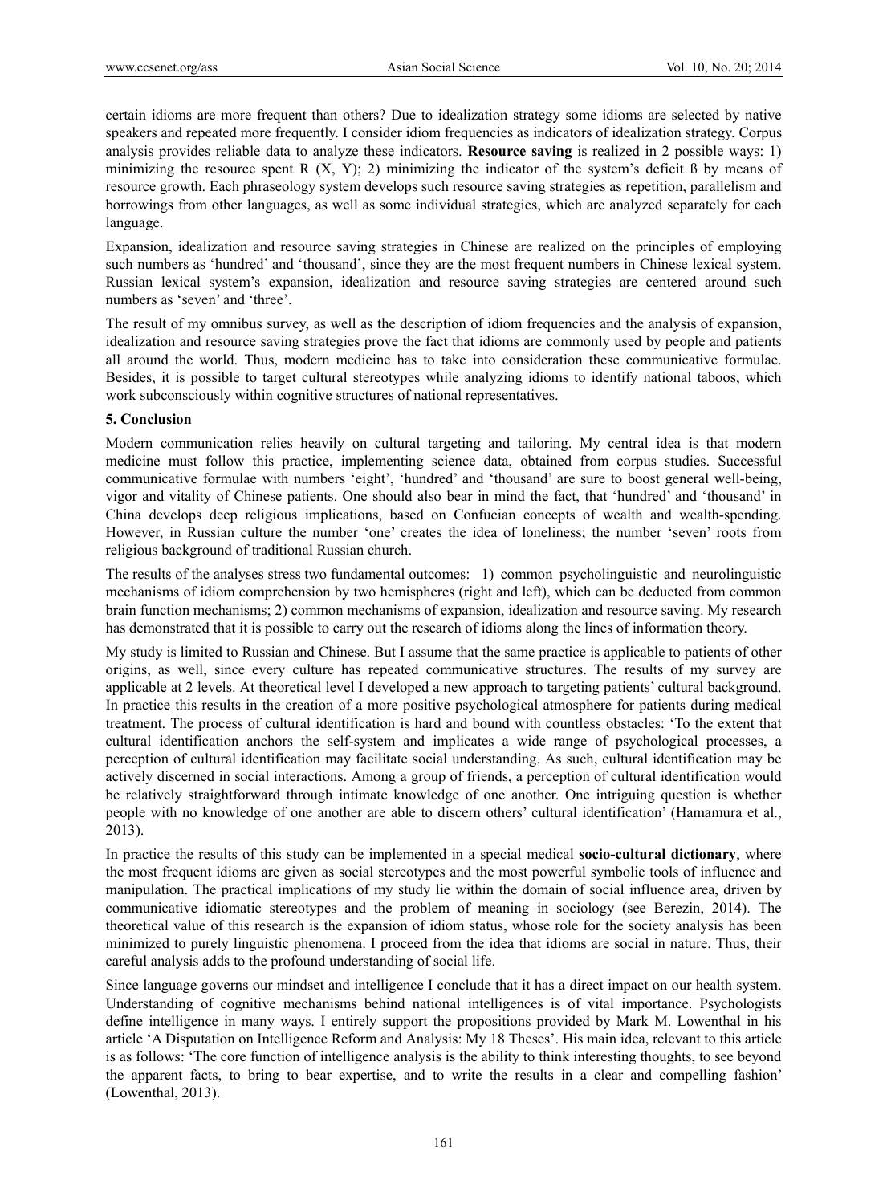certain idioms are more frequent than others? Due to idealization strategy some idioms are selected by native speakers and repeated more frequently. I consider idiom frequencies as indicators of idealization strategy. Corpus analysis provides reliable data to analyze these indicators. **Resource saving** is realized in 2 possible ways: 1) minimizing the resource spent R (X, Y); 2) minimizing the indicator of the system's deficit ß by means of resource growth. Each phraseology system develops such resource saving strategies as repetition, parallelism and borrowings from other languages, as well as some individual strategies, which are analyzed separately for each language.

Expansion, idealization and resource saving strategies in Chinese are realized on the principles of employing such numbers as 'hundred' and 'thousand', since they are the most frequent numbers in Chinese lexical system. Russian lexical system's expansion, idealization and resource saving strategies are centered around such numbers as 'seven' and 'three'.

The result of my omnibus survey, as well as the description of idiom frequencies and the analysis of expansion, idealization and resource saving strategies prove the fact that idioms are commonly used by people and patients all around the world. Thus, modern medicine has to take into consideration these communicative formulae. Besides, it is possible to target cultural stereotypes while analyzing idioms to identify national taboos, which work subconsciously within cognitive structures of national representatives.

## 5. Conclusion

Modern communication relies heavily on cultural targeting and tailoring. My central idea is that modern medicine must follow this practice, implementing science data, obtained from corpus studies. Successful communicative formulae with numbers 'eight', 'hundred' and 'thousand' are sure to boost general well-being, vigor and vitality of Chinese patients. One should also bear in mind the fact, that 'hundred' and 'thousand' in China develops deep religious implications, based on Confucian concepts of wealth and wealth-spending. However, in Russian culture the number 'one' creates the idea of loneliness; the number 'seven' roots from religious background of traditional Russian church.

The results of the analyses stress two fundamental outcomes: 1) common psycholinguistic and neurolinguistic mechanisms of idiom comprehension by two hemispheres (right and left), which can be deducted from common brain function mechanisms; 2) common mechanisms of expansion, idealization and resource saving. My research has demonstrated that it is possible to carry out the research of idioms along the lines of information theory.

My study is limited to Russian and Chinese. But I assume that the same practice is applicable to patients of other origins, as well, since every culture has repeated communicative structures. The results of my survey are applicable at 2 levels. At theoretical level I developed a new approach to targeting patients' cultural background. In practice this results in the creation of a more positive psychological atmosphere for patients during medical treatment. The process of cultural identification is hard and bound with countless obstacles: 'To the extent that cultural identification anchors the self-system and implicates a wide range of psychological processes, a perception of cultural identification may facilitate social understanding. As such, cultural identification may be actively discerned in social interactions. Among a group of friends, a perception of cultural identification would be relatively straightforward through intimate knowledge of one another. One intriguing question is whether people with no knowledge of one another are able to discern others' cultural identification' (Hamamura et al., 2013).

In practice the results of this study can be implemented in a special medical **socio-cultural dictionary**, where the most frequent idioms are given as social stereotypes and the most powerful symbolic tools of influence and manipulation. The practical implications of my study lie within the domain of social influence area, driven by communicative idiomatic stereotypes and the problem of meaning in sociology (see Berezin, 2014). The theoretical value of this research is the expansion of idiom status, whose role for the society analysis has been minimized to purely linguistic phenomena. I proceed from the idea that idioms are social in nature. Thus, their careful analysis adds to the profound understanding of social life.

Since language governs our mindset and intelligence I conclude that it has a direct impact on our health system. Understanding of cognitive mechanisms behind national intelligences is of vital importance. Psychologists define intelligence in many ways. I entirely support the propositions provided by Mark M. Lowenthal in his article 'A Disputation on Intelligence Reform and Analysis: My 18 Theses'. His main idea, relevant to this article is as follows: 'The core function of intelligence analysis is the ability to think interesting thoughts, to see beyond the apparent facts, to bring to bear expertise, and to write the results in a clear and compelling fashion' (Lowenthal, 2013).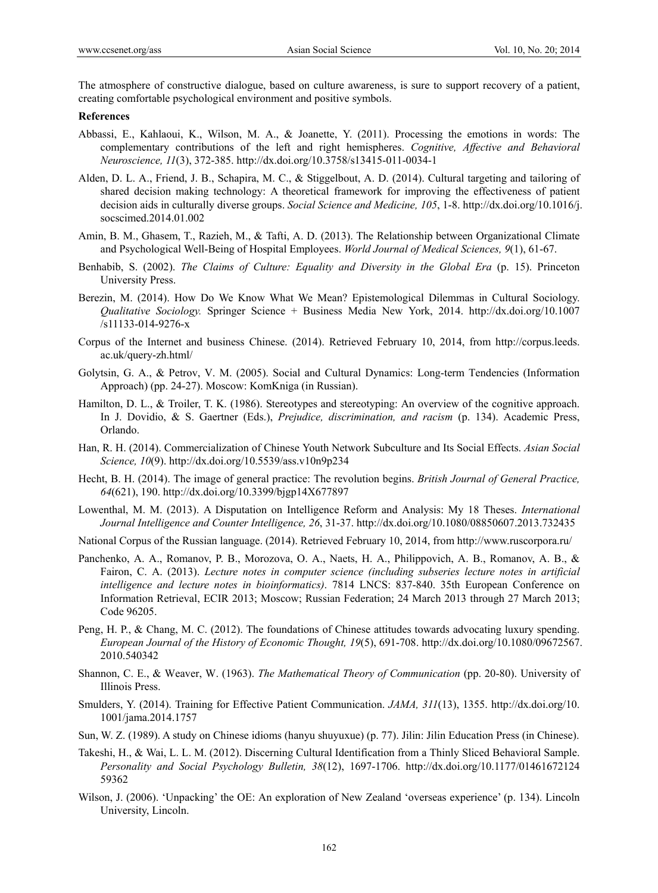The atmosphere of constructive dialogue, based on culture awareness, is sure to support recovery of a patient, creating comfortable psychological environment and positive symbols.

**References**

Abbassi, E., Kahlaoui, K., Wilson, M. A., & Joanette, Y. (2011). Processing the emotions in words: The complementary contributions of the left and right hemispheres. *Cognitive, Affective and Behavioral Neuroscience, 11*(3), 372-385. http://dx.doi.org/10.3758/s13415-011-0034-1

Alden, D. L. A., Friend, J. B., Schapira, M. C., & Stiggelbout, A. D. (2014). Cultural targeting and tailoring of shared decision making technology: A theoretical framework for improving the effectiveness of patient decision aids in culturally diverse groups. *Social Science and Medicine, 105*, 1-8. http://dx.doi.org/10.1016/j.socscimed.2014.01.002

Amin, B. M., Ghasem, T., Razieh, M., & Tafti, A. D. (2013). The Relationship between Organizational Climate and Psychological Well-Being of Hospital Employees. *World Journal of Medical Sciences, 9*(1), 61-67.

Benhabib, S. (2002). *The Claims of Culture: Equality and Diversity in the Global Era* (p. 15). Princeton University Press.

Berezin, M. (2014). How Do We Know What We Mean? Epistemological Dilemmas in Cultural Sociology. *Qualitative Sociology.* Springer Science + Business Media New York, 2014. http://dx.doi.org/10.1007/s11133-014-9276-x

Corpus of the Internet and business Chinese. (2014). Retrieved February 10, 2014, from http://corpus.leeds.ac.uk/query-zh.html/

Golytsin, G. A., & Petrov, V. M. (2005). Social and Cultural Dynamics: Long-term Tendencies (Information Approach) (pp. 24-27). Moscow: KomKniga (in Russian).

Hamilton, D. L., & Troiler, T. K. (1986). Stereotypes and stereotyping: An overview of the cognitive approach. In J. Dovidio, & S. Gaertner (Eds.), *Prejudice, discrimination, and racism* (p. 134). Academic Press, Orlando.

Han, R. H. (2014). Commercialization of Chinese Youth Network Subculture and Its Social Effects. *Asian Social Science, 10*(9). http://dx.doi.org/10.5539/ass.v10n9p234

Hecht, B. H. (2014). The image of general practice: The revolution begins. *British Journal of General Practice, 64*(621), 190. http://dx.doi.org/10.3399/bjgp14X677897

Lowenthal, M. M. (2013). A Disputation on Intelligence Reform and Analysis: My 18 Theses. *International Journal Intelligence and Counter Intelligence, 26*, 31-37. http://dx.doi.org/10.1080/08850607.2013.732435

National Corpus of the Russian language. (2014). Retrieved February 10, 2014, from http://www.ruscorpora.ru/

Panchenko, A. A., Romanov, P. B., Morozova, O. A., Naets, H. A., Philippovich, A. B., Romanov, A. B., & Fairon, C. A. (2013). *Lecture notes in computer science (including subseries lecture notes in artificial intelligence and lecture notes in bioinformatics)*. 7814 LNCS: 837-840. 35th European Conference on Information Retrieval, ECIR 2013; Moscow; Russian Federation; 24 March 2013 through 27 March 2013; Code 96205.

Peng, H. P., & Chang, M. C. (2012). The foundations of Chinese attitudes towards advocating luxury spending. *European Journal of the History of Economic Thought, 19*(5), 691-708. http://dx.doi.org/10.1080/09672567.2010.540342

Shannon, C. E., & Weaver, W. (1963). *The Mathematical Theory of Communication* (pp. 20-80). University of Illinois Press.

Smulders, Y. (2014). Training for Effective Patient Communication. *JAMA, 311*(13), 1355. http://dx.doi.org/10.1001/jama.2014.1757

Sun, W. Z. (1989). A study on Chinese idioms (hanyu shuyuxue) (p. 77). Jilin: Jilin Education Press (in Chinese).

Takeshi, H., & Wai, L. L. M. (2012). Discerning Cultural Identification from a Thinly Sliced Behavioral Sample. *Personality and Social Psychology Bulletin, 38*(12), 1697-1706. http://dx.doi.org/10.1177/0146167212459362

Wilson, J. (2006). 'Unpacking' the OE: An exploration of New Zealand 'overseas experience' (p. 134). Lincoln University, Lincoln.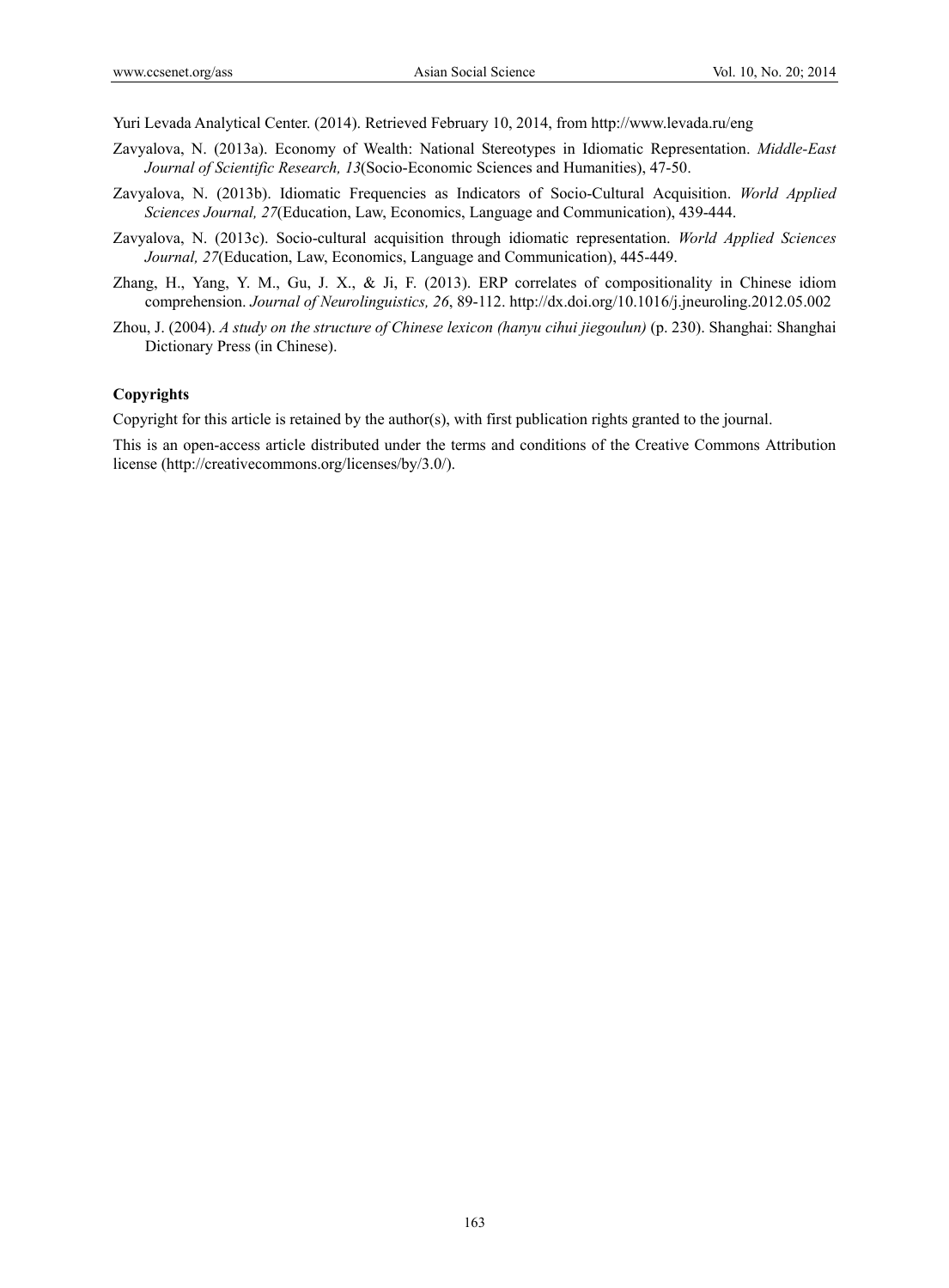Yuri Levada Analytical Center. (2014). Retrieved February 10, 2014, from http://www.levada.ru/eng

Zavyalova, N. (2013a). Economy of Wealth: National Stereotypes in Idiomatic Representation. *Middle-East Journal of Scientific Research, 13*(Socio-Economic Sciences and Humanities), 47-50.

Zavyalova, N. (2013b). Idiomatic Frequencies as Indicators of Socio-Cultural Acquisition. *World Applied Sciences Journal, 27*(Education, Law, Economics, Language and Communication), 439-444.

Zavyalova, N. (2013c). Socio-cultural acquisition through idiomatic representation. *World Applied Sciences Journal, 27*(Education, Law, Economics, Language and Communication), 445-449.

Zhang, H., Yang, Y. M., Gu, J. X., & Ji, F. (2013). ERP correlates of compositionality in Chinese idiom comprehension. *Journal of Neurolinguistics, 26*, 89-112. http://dx.doi.org/10.1016/j.jneuroling.2012.05.002

Zhou, J. (2004). *A study on the structure of Chinese lexicon (hanyu cihui jiegoulun)* (p. 230). Shanghai: Shanghai Dictionary Press (in Chinese).

**Copyrights**

Copyright for this article is retained by the author(s), with first publication rights granted to the journal.

This is an open-access article distributed under the terms and conditions of the Creative Commons Attribution license (http://creativecommons.org/licenses/by/3.0/).